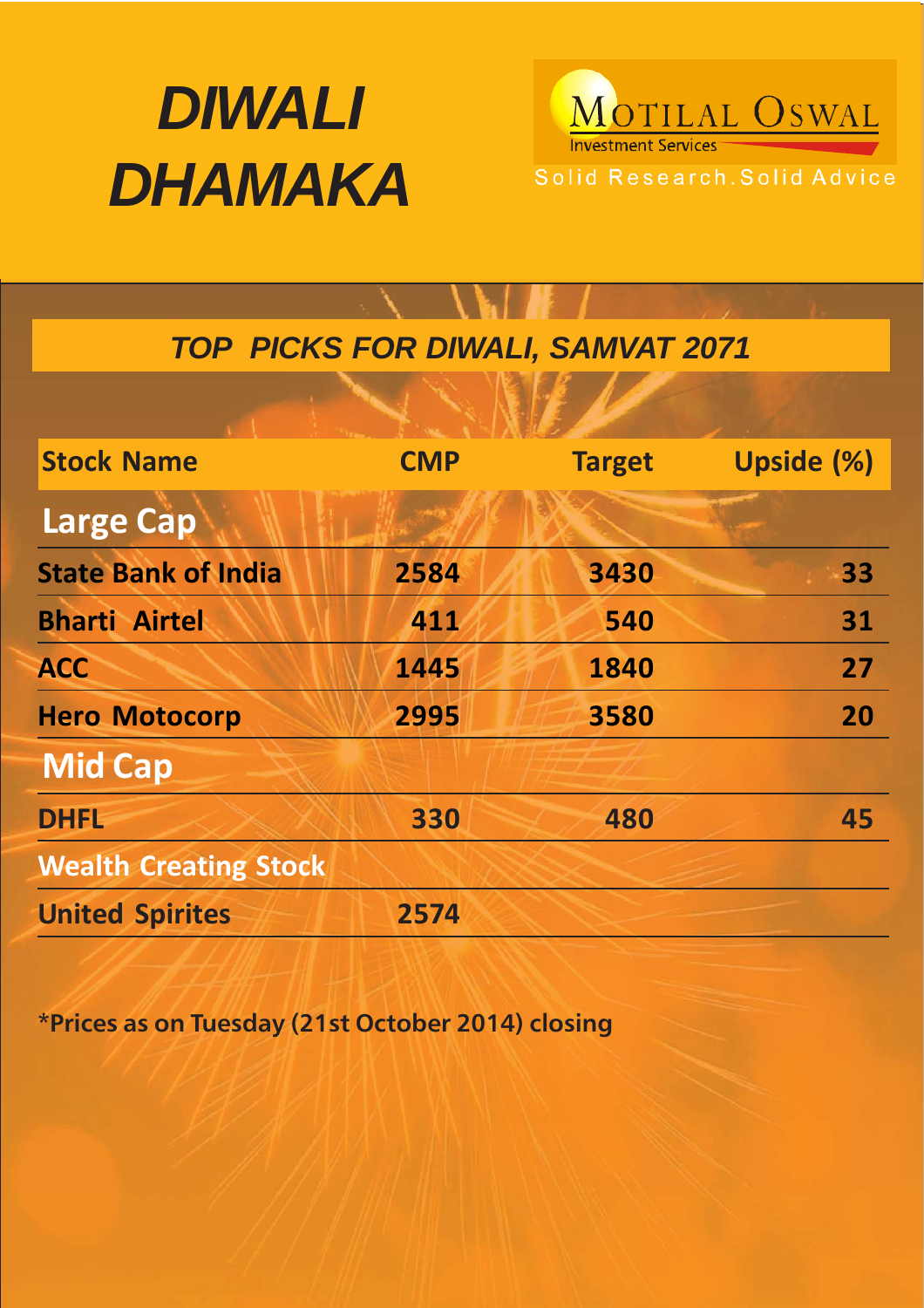# DIWALI DHAMAKA

MOTILAL OSWAL
Investment Services
Solid Research. Solid Advice

## TOP PICKS FOR DIWALI, SAMVAT 2071

| Stock Name | CMP | Target | Upside (%) |
|---|---|---|---|
| **Large Cap** | | | |
| State Bank of India | 2584 | 3430 | 33 |
| Bharti Airtel | 411 | 540 | 31 |
| ACC | 1445 | 1840 | 27 |
| Hero Motocorp | 2995 | 3580 | 20 |
| **Mid Cap** | | | |
| DHFL | 330 | 480 | 45 |
| **Wealth Creating Stock** | | | |
| United Spirites | 2574 | | |

*Prices as on Tuesday (21st October 2014) closing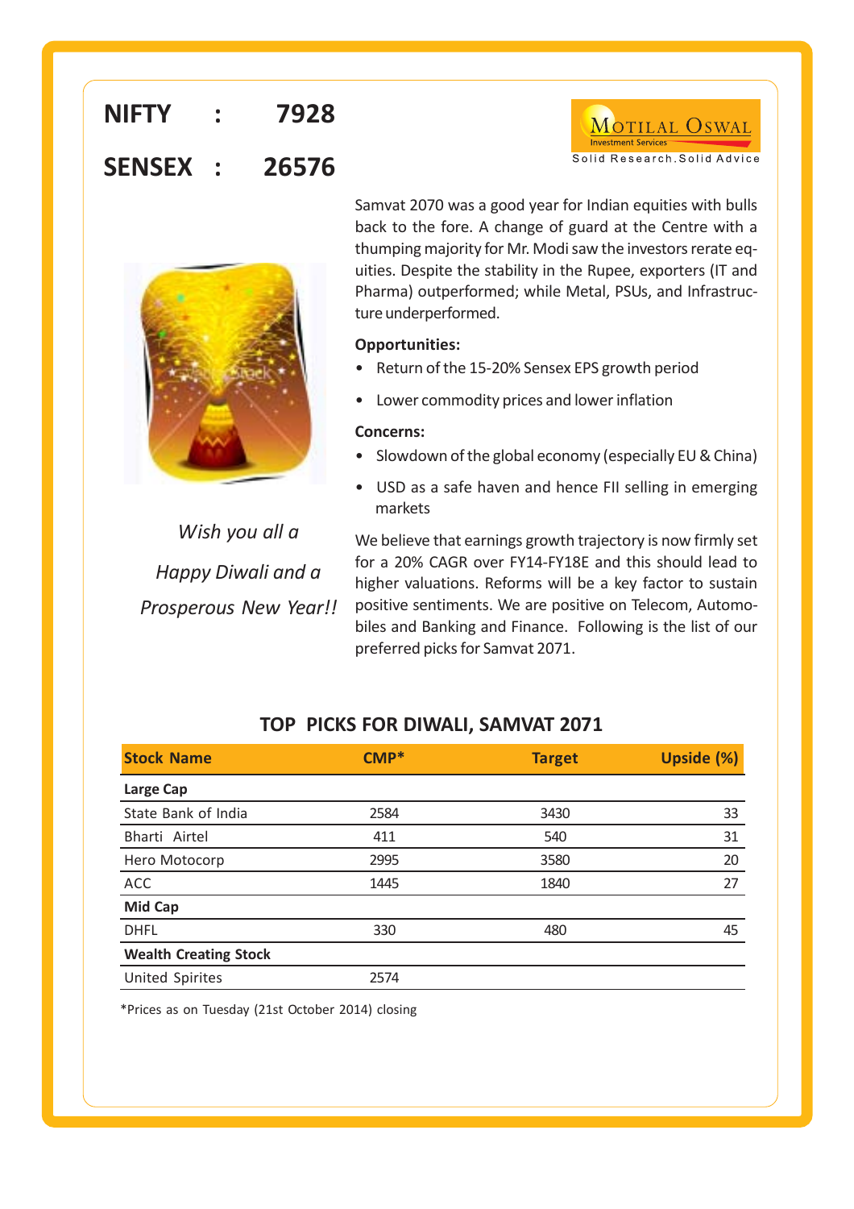**NIFTY : 7928**

**SENSEX : 26576**

Motilal Oswal Investment Services
Solid Research.Solid Advice

*Wish you all a*

*Happy Diwali and a*

*Prosperous New Year!!*

Samvat 2070 was a good year for Indian equities with bulls back to the fore. A change of guard at the Centre with a thumping majority for Mr. Modi saw the investors rerate equities. Despite the stability in the Rupee, exporters (IT and Pharma) outperformed; while Metal, PSUs, and Infrastructure underperformed.

**Opportunities:**

- Return of the 15-20% Sensex EPS growth period
- Lower commodity prices and lower inflation

**Concerns:**

- Slowdown of the global economy (especially EU & China)
- USD as a safe haven and hence FII selling in emerging markets

We believe that earnings growth trajectory is now firmly set for a 20% CAGR over FY14-FY18E and this should lead to higher valuations. Reforms will be a key factor to sustain positive sentiments. We are positive on Telecom, Automobiles and Banking and Finance. Following is the list of our preferred picks for Samvat 2071.

## TOP PICKS FOR DIWALI, SAMVAT 2071

| Stock Name | CMP* | Target | Upside (%) |
|---|---|---|---|
| **Large Cap** | | | |
| State Bank of India | 2584 | 3430 | 33 |
| Bharti Airtel | 411 | 540 | 31 |
| Hero Motocorp | 2995 | 3580 | 20 |
| ACC | 1445 | 1840 | 27 |
| **Mid Cap** | | | |
| DHFL | 330 | 480 | 45 |
| **Wealth Creating Stock** | | | |
| United Spirites | 2574 | | |

*Prices as on Tuesday (21st October 2014) closing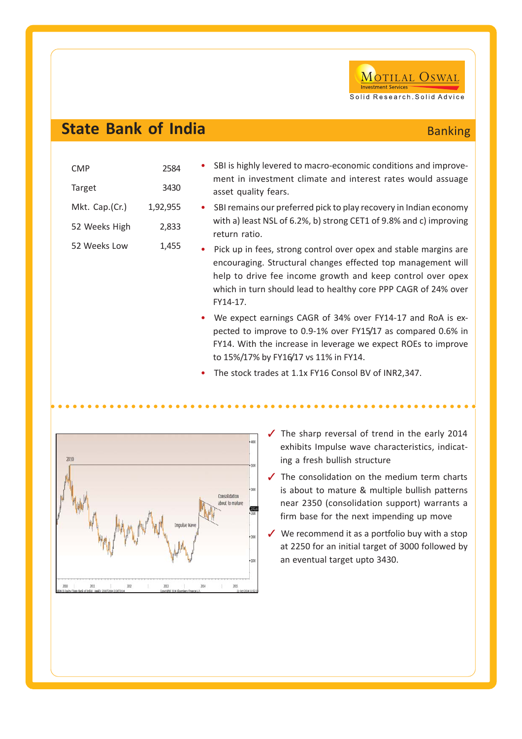## State Bank of India

Banking

| | |
|---|---|
| CMP | 2584 |
| Target | 3430 |
| Mkt. Cap.(Cr.) | 1,92,955 |
| 52 Weeks High | 2,833 |
| 52 Weeks Low | 1,455 |

- SBI is highly levered to macro-economic conditions and improvement in investment climate and interest rates would assuage asset quality fears.
- SBI remains our preferred pick to play recovery in Indian economy with a) least NSL of 6.2%, b) strong CET1 of 9.8% and c) improving return ratio.
- Pick up in fees, strong control over opex and stable margins are encouraging. Structural changes effected top management will help to drive fee income growth and keep control over opex which in turn should lead to healthy core PPP CAGR of 24% over FY14-17.
- We expect earnings CAGR of 34% over FY14-17 and RoA is expected to improve to 0.9-1% over FY15/17 as compared 0.6% in FY14. With the increase in leverage we expect ROEs to improve to 15%/17% by FY16/17 vs 11% in FY14.
- The stock trades at 1.1x FY16 Consol BV of INR2,347.

- ✓ The sharp reversal of trend in the early 2014 exhibits Impulse wave characteristics, indicating a fresh bullish structure
- ✓ The consolidation on the medium term charts is about to mature & multiple bullish patterns near 2350 (consolidation support) warrants a firm base for the next impending up move
- ✓ We recommend it as a portfolio buy with a stop at 2250 for an initial target of 3000 followed by an eventual target upto 3430.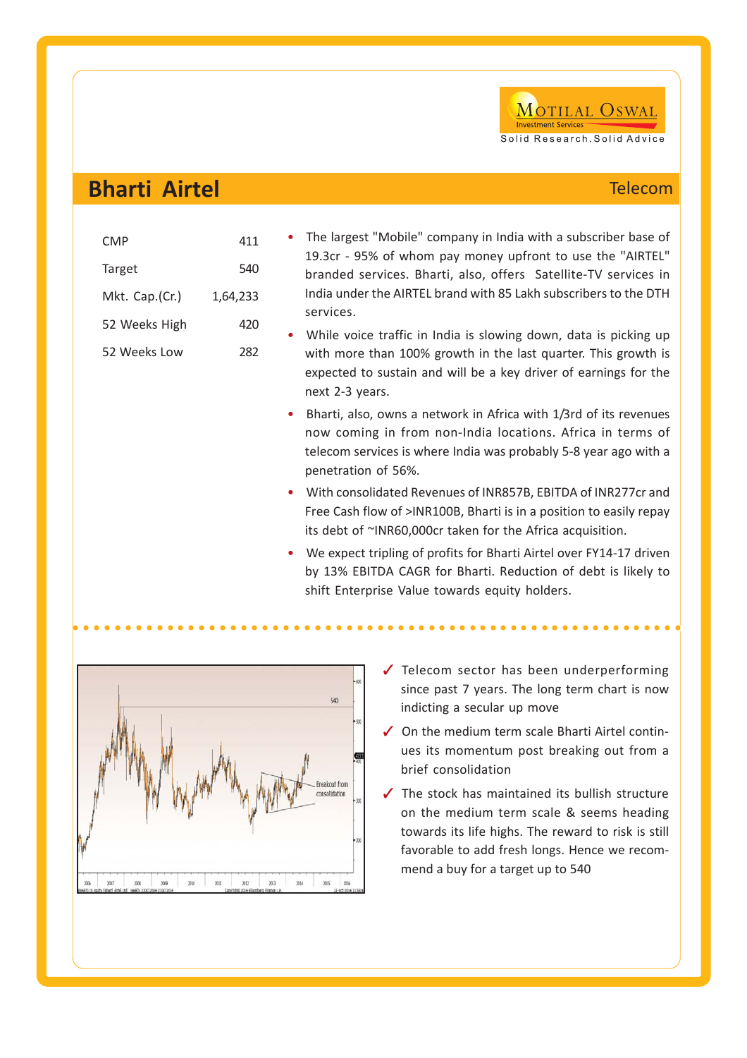## Bharti Airtel

Telecom

| | |
|---|---|
| CMP | 411 |
| Target | 540 |
| Mkt. Cap.(Cr.) | 1,64,233 |
| 52 Weeks High | 420 |
| 52 Weeks Low | 282 |

- The largest "Mobile" company in India with a subscriber base of 19.3cr - 95% of whom pay money upfront to use the "AIRTEL" branded services. Bharti, also, offers Satellite-TV services in India under the AIRTEL brand with 85 Lakh subscribers to the DTH services.
- While voice traffic in India is slowing down, data is picking up with more than 100% growth in the last quarter. This growth is expected to sustain and will be a key driver of earnings for the next 2-3 years.
- Bharti, also, owns a network in Africa with 1/3rd of its revenues now coming in from non-India locations. Africa in terms of telecom services is where India was probably 5-8 year ago with a penetration of 56%.
- With consolidated Revenues of INR857B, EBITDA of INR277cr and Free Cash flow of >INR100B, Bharti is in a position to easily repay its debt of ~INR60,000cr taken for the Africa acquisition.
- We expect tripling of profits for Bharti Airtel over FY14-17 driven by 13% EBITDA CAGR for Bharti. Reduction of debt is likely to shift Enterprise Value towards equity holders.

- ✓ Telecom sector has been underperforming since past 7 years. The long term chart is now indicting a secular up move
- ✓ On the medium term scale Bharti Airtel continues its momentum post breaking out from a brief consolidation
- ✓ The stock has maintained its bullish structure on the medium term scale & seems heading towards its life highs. The reward to risk is still favorable to add fresh longs. Hence we recommend a buy for a target up to 540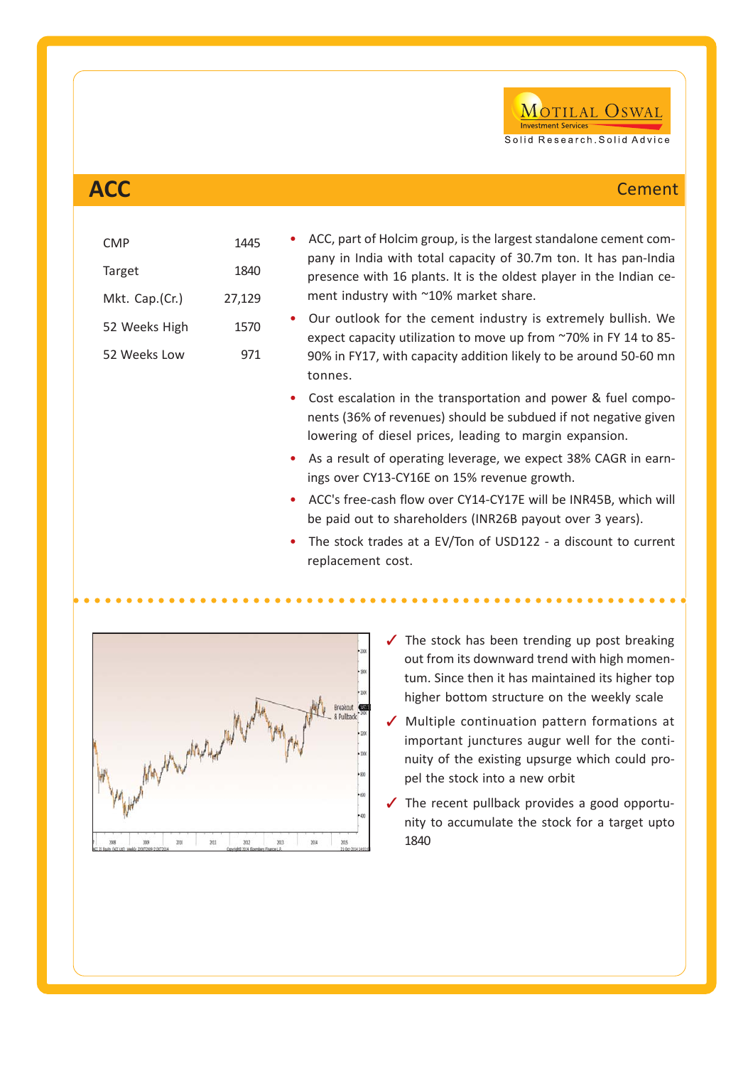## ACC

Cement

| | |
|---|---|
| CMP | 1445 |
| Target | 1840 |
| Mkt. Cap.(Cr.) | 27,129 |
| 52 Weeks High | 1570 |
| 52 Weeks Low | 971 |

- ACC, part of Holcim group, is the largest standalone cement company in India with total capacity of 30.7m ton. It has pan-India presence with 16 plants. It is the oldest player in the Indian cement industry with ~10% market share.
- Our outlook for the cement industry is extremely bullish. We expect capacity utilization to move up from ~70% in FY 14 to 85-90% in FY17, with capacity addition likely to be around 50-60 mn tonnes.
- Cost escalation in the transportation and power & fuel components (36% of revenues) should be subdued if not negative given lowering of diesel prices, leading to margin expansion.
- As a result of operating leverage, we expect 38% CAGR in earnings over CY13-CY16E on 15% revenue growth.
- ACC's free-cash flow over CY14-CY17E will be INR45B, which will be paid out to shareholders (INR26B payout over 3 years).
- The stock trades at a EV/Ton of USD122 - a discount to current replacement cost.

- ✓ The stock has been trending up post breaking out from its downward trend with high momentum. Since then it has maintained its higher top higher bottom structure on the weekly scale
- ✓ Multiple continuation pattern formations at important junctures augur well for the continuity of the existing upsurge which could propel the stock into a new orbit
- ✓ The recent pullback provides a good opportunity to accumulate the stock for a target upto 1840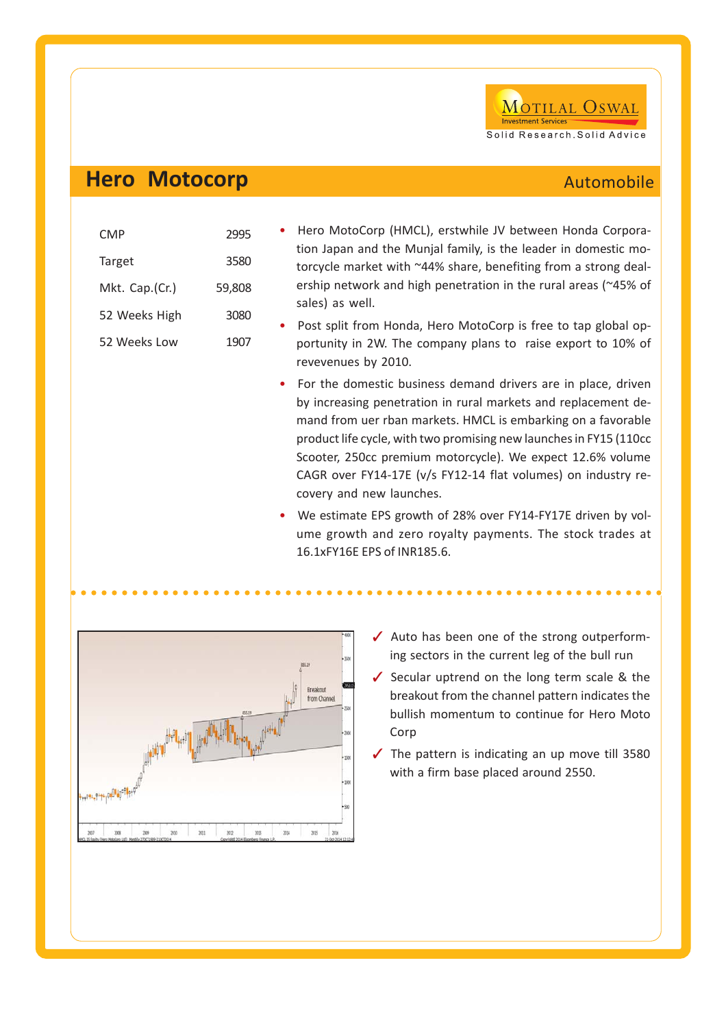## Hero Motocorp

Automobile

| CMP | 2995 |
|---|---|
| Target | 3580 |
| Mkt. Cap.(Cr.) | 59,808 |
| 52 Weeks High | 3080 |
| 52 Weeks Low | 1907 |

- Hero MotoCorp (HMCL), erstwhile JV between Honda Corporation Japan and the Munjal family, is the leader in domestic motorcycle market with ~44% share, benefiting from a strong dealership network and high penetration in the rural areas (~45% of sales) as well.
- Post split from Honda, Hero MotoCorp is free to tap global opportunity in 2W. The company plans to raise export to 10% of revevenues by 2010.
- For the domestic business demand drivers are in place, driven by increasing penetration in rural markets and replacement demand from uer rban markets. HMCL is embarking on a favorable product life cycle, with two promising new launches in FY15 (110cc Scooter, 250cc premium motorcycle). We expect 12.6% volume CAGR over FY14-17E (v/s FY12-14 flat volumes) on industry recovery and new launches.
- We estimate EPS growth of 28% over FY14-FY17E driven by volume growth and zero royalty payments. The stock trades at 16.1xFY16E EPS of INR185.6.

- ✓ Auto has been one of the strong outperforming sectors in the current leg of the bull run
- ✓ Secular uptrend on the long term scale & the breakout from the channel pattern indicates the bullish momentum to continue for Hero Moto Corp
- ✓ The pattern is indicating an up move till 3580 with a firm base placed around 2550.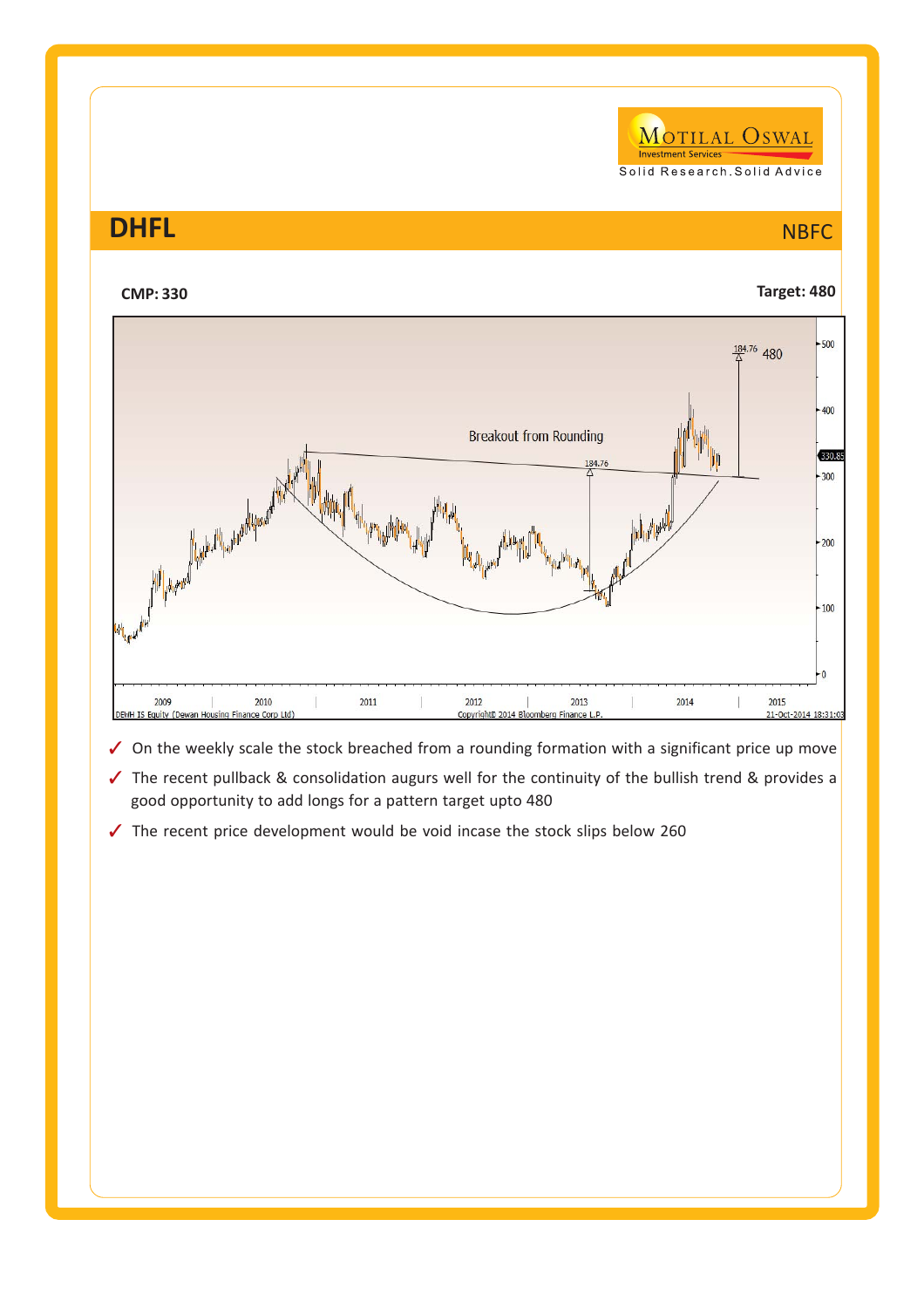# DHFL

NBFC

**CMP: 330**

**Target: 480**

- ✓ On the weekly scale the stock breached from a rounding formation with a significant price up move
- ✓ The recent pullback & consolidation augurs well for the continuity of the bullish trend & provides a good opportunity to add longs for a pattern target upto 480
- ✓ The recent price development would be void incase the stock slips below 260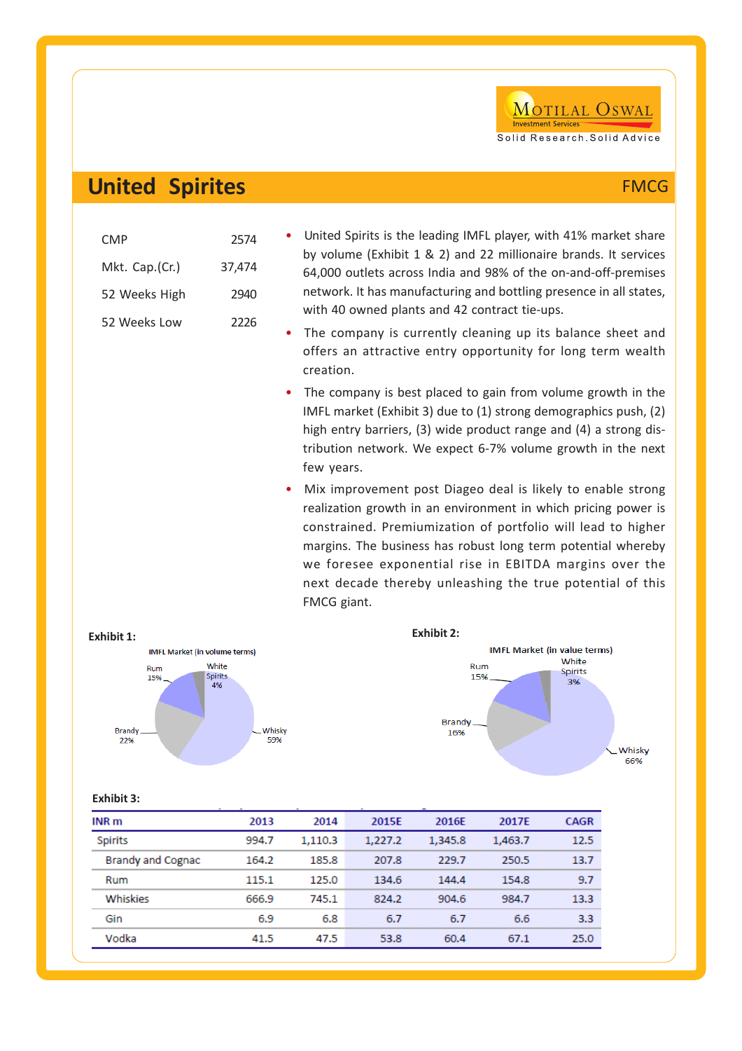**Motilal Oswal**
Investment Services
Solid Research.Solid Advice

# United Spirites

FMCG

| CMP | 2574 |
|---|---|
| Mkt. Cap.(Cr.) | 37,474 |
| 52 Weeks High | 2940 |
| 52 Weeks Low | 2226 |

- United Spirits is the leading IMFL player, with 41% market share by volume (Exhibit 1 & 2) and 22 millionaire brands. It services 64,000 outlets across India and 98% of the on-and-off-premises network. It has manufacturing and bottling presence in all states, with 40 owned plants and 42 contract tie-ups.
- The company is currently cleaning up its balance sheet and offers an attractive entry opportunity for long term wealth creation.
- The company is best placed to gain from volume growth in the IMFL market (Exhibit 3) due to (1) strong demographics push, (2) high entry barriers, (3) wide product range and (4) a strong distribution network. We expect 6-7% volume growth in the next few years.
- Mix improvement post Diageo deal is likely to enable strong realization growth in an environment in which pricing power is constrained. Premiumization of portfolio will lead to higher margins. The business has robust long term potential whereby we foresee exponential rise in EBITDA margins over the next decade thereby unleashing the true potential of this FMCG giant.

**Exhibit 1:**

IMFL Market (in volume terms)

| Segment | Share |
|---|---|
| Whisky | 59% |
| Brandy | 22% |
| Rum | 15% |
| White Spirits | 4% |

**Exhibit 2:**

IMFL Market (in value terms)

| Segment | Share |
|---|---|
| Whisky | 66% |
| Brandy | 16% |
| Rum | 15% |
| White Spirits | 3% |

**Exhibit 3:**

| INR m | 2013 | 2014 | 2015E | 2016E | 2017E | CAGR |
|---|---|---|---|---|---|---|
| Spirits | 994.7 | 1,110.3 | 1,227.2 | 1,345.8 | 1,463.7 | 12.5 |
| Brandy and Cognac | 164.2 | 185.8 | 207.8 | 229.7 | 250.5 | 13.7 |
| Rum | 115.1 | 125.0 | 134.6 | 144.4 | 154.8 | 9.7 |
| Whiskies | 666.9 | 745.1 | 824.2 | 904.6 | 984.7 | 13.3 |
| Gin | 6.9 | 6.8 | 6.7 | 6.7 | 6.6 | 3.3 |
| Vodka | 41.5 | 47.5 | 53.8 | 60.4 | 67.1 | 25.0 |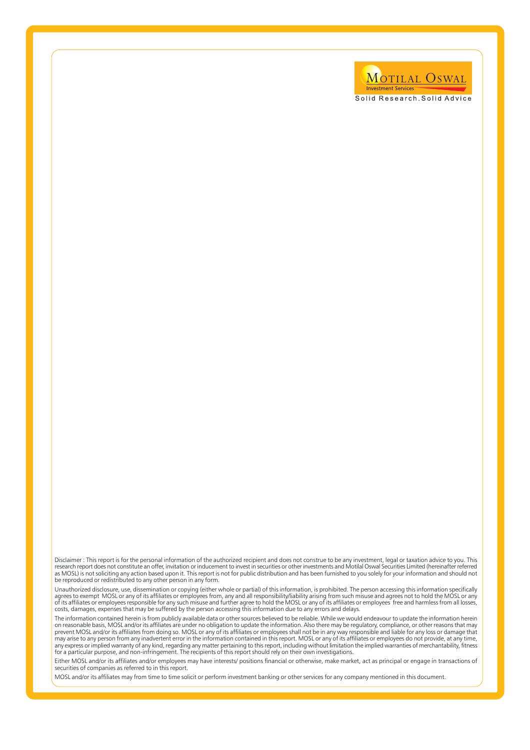MOTILAL OSWAL
Investment Services
Solid Research.Solid Advice

Disclaimer : This report is for the personal information of the authorized recipient and does not construe to be any investment, legal or taxation advice to you. This research report does not constitute an offer, invitation or inducement to invest in securities or other investments and Motilal Oswal Securities Limited (hereinafter referred as MOSL) is not soliciting any action based upon it. This report is not for public distribution and has been furnished to you solely for your information and should not be reproduced or redistributed to any other person in any form.

Unauthorized disclosure, use, dissemination or copying (either whole or partial) of this information, is prohibited. The person accessing this information specifically agrees to exempt MOSL or any of its affiliates or employees from, any and all responsibility/liability arising from such misuse and agrees not to hold the MOSL or any of its affiliates or employees responsible for any such misuse and further agree to hold the MOSL or any of its affiliates or employees free and harmless from all losses, costs, damages, expenses that may be suffered by the person accessing this information due to any errors and delays.

The information contained herein is from publicly available data or other sources believed to be reliable. While we would endeavour to update the information herein on reasonable basis, MOSL and/or its affiliates are under no obligation to update the information. Also there may be regulatory, compliance, or other reasons that may prevent MOSL and/or its affiliates from doing so. MOSL or any of its affiliates or employees shall not be in any way responsible and liable for any loss or damage that may arise to any person from any inadvertent error in the information contained in this report. MOSL or any of its affiliates or employees do not provide, at any time, any express or implied warranty of any kind, regarding any matter pertaining to this report, including without limitation the implied warranties of merchantability, fitness for a particular purpose, and non-infringement. The recipients of this report should rely on their own investigations.

Either MOSL and/or its affiliates and/or employees may have interests/ positions financial or otherwise, make market, act as principal or engage in transactions of securities of companies as referred to in this report.

MOSL and/or its affiliates may from time to time solicit or perform investment banking or other services for any company mentioned in this document.